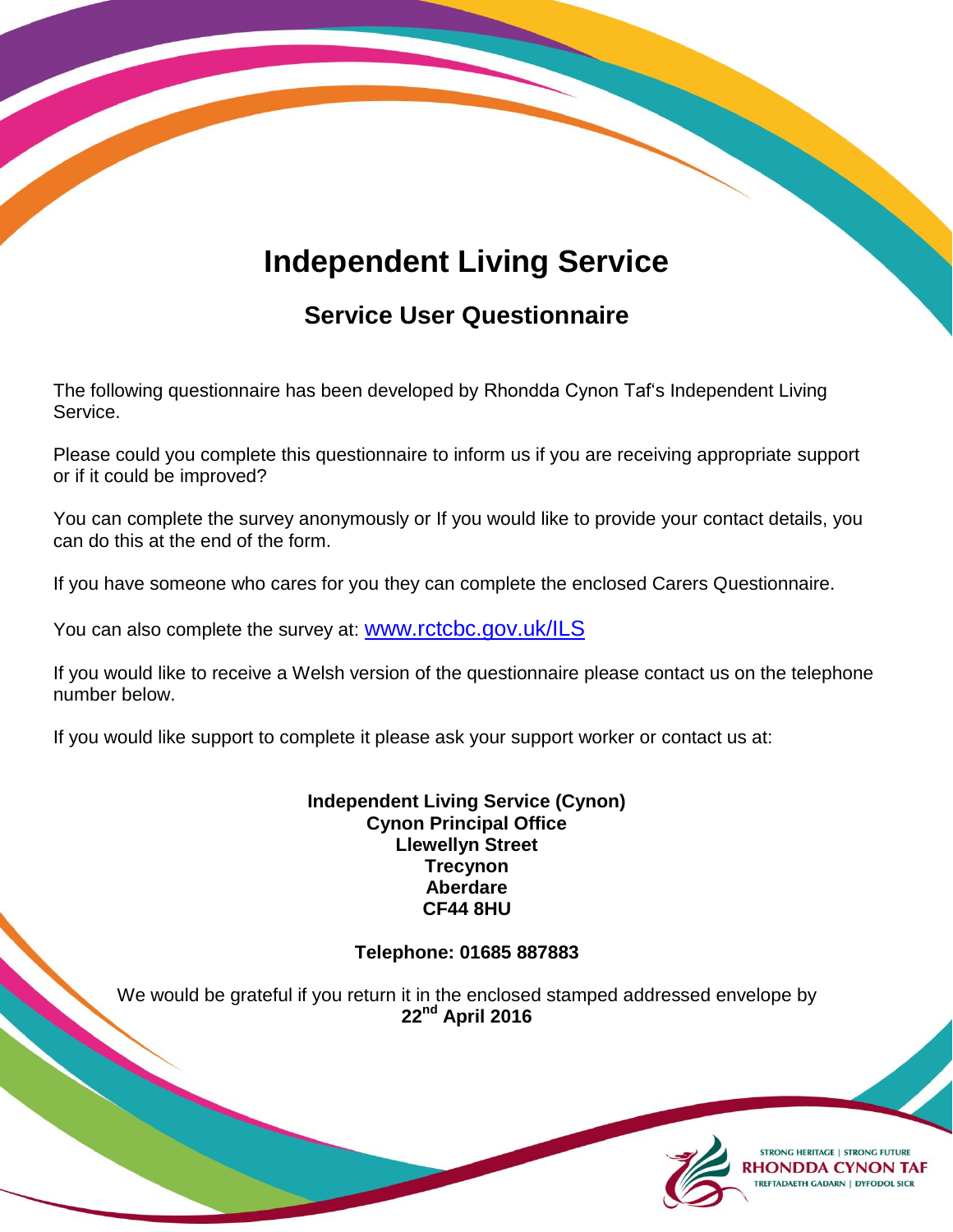# Independent Living Service

## Service User Questionnaire

The following questionnaire has been developed by Rhondda Cynon Taf's Independent Living Service.

Please could you complete this questionnaire to inform us if you are receiving appropriate support or if it could be improved?

You can complete the survey anonymously or If you would like to provide your contact details, you can do this at the end of the form.

If you have someone who cares for you they can complete the enclosed Carers Questionnaire.

You can also complete the survey at: www.rctcbc.gov.uk/ILS

If you would like to receive a Welsh version of the questionnaire please contact us on the telephone number below.

If you would like support to complete it please ask your support worker or contact us at:

**Independent Living Service (Cynon)**
**Cynon Principal Office**
**Llewellyn Street**
**Trecynon**
**Aberdare**
**CF44 8HU**

**Telephone: 01685 887883**

We would be grateful if you return it in the enclosed stamped addressed envelope by **22nd April 2016**

STRONG HERITAGE | STRONG FUTURE
RHONDDA CYNON TAF
TREFTADAETH GADARN | DYFODOL SICR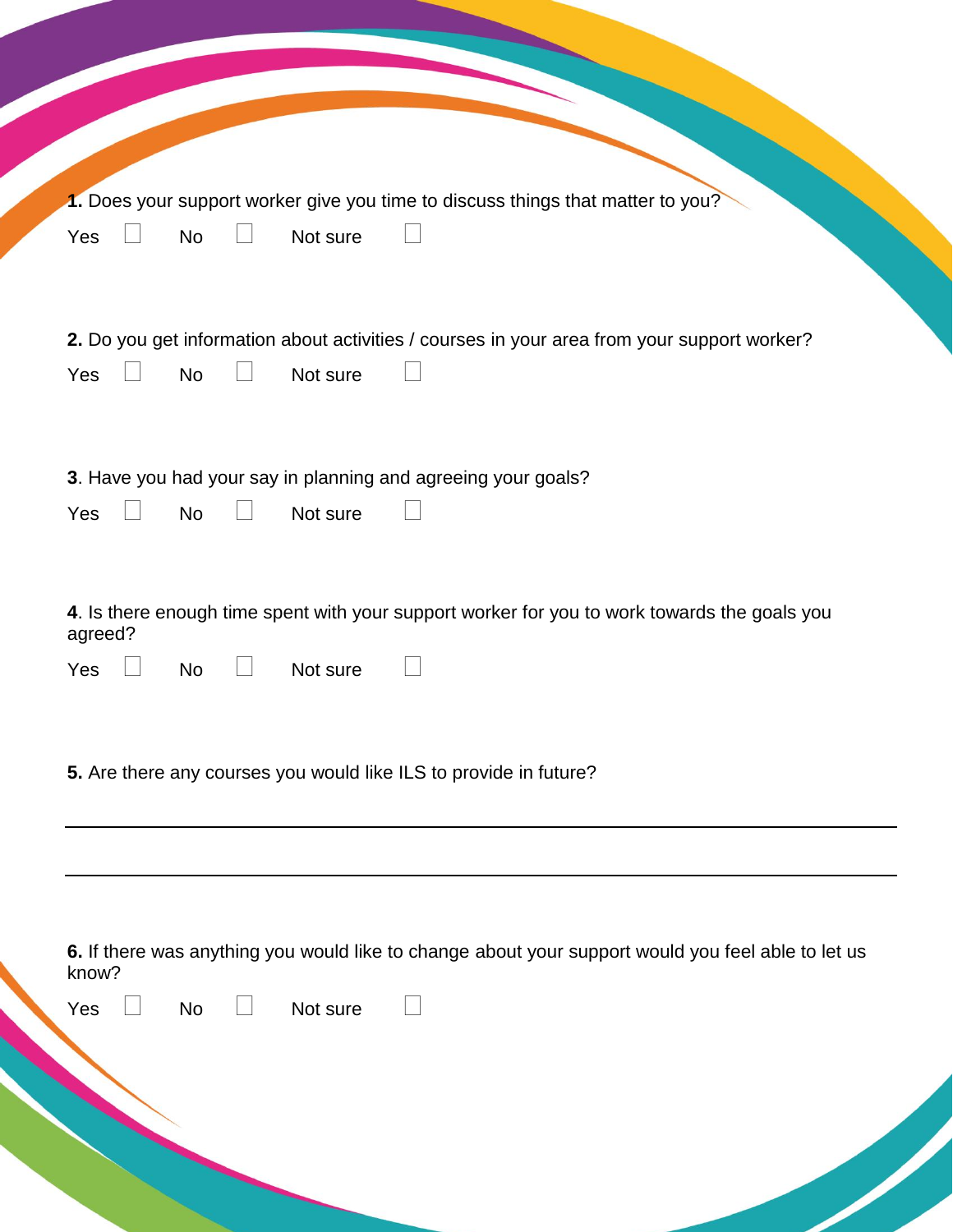**1.** Does your support worker give you time to discuss things that matter to you?

Yes ☐ No ☐ Not sure ☐

**2.** Do you get information about activities / courses in your area from your support worker?

Yes ☐ No ☐ Not sure ☐

**3**. Have you had your say in planning and agreeing your goals?

Yes ☐ No ☐ Not sure ☐

**4**. Is there enough time spent with your support worker for you to work towards the goals you agreed?

Yes ☐ No ☐ Not sure ☐

**5.** Are there any courses you would like ILS to provide in future?

\_\_\_\_\_\_\_\_\_\_\_\_\_\_\_\_\_\_\_\_\_\_\_\_\_\_\_\_\_\_\_\_\_\_\_\_\_\_\_\_\_\_\_\_\_\_\_\_\_\_\_\_\_\_\_\_\_\_\_\_\_\_\_\_\_\_\_\_\_\_\_\_

\_\_\_\_\_\_\_\_\_\_\_\_\_\_\_\_\_\_\_\_\_\_\_\_\_\_\_\_\_\_\_\_\_\_\_\_\_\_\_\_\_\_\_\_\_\_\_\_\_\_\_\_\_\_\_\_\_\_\_\_\_\_\_\_\_\_\_\_\_\_\_\_

**6.** If there was anything you would like to change about your support would you feel able to let us know?

Yes ☐ No ☐ Not sure ☐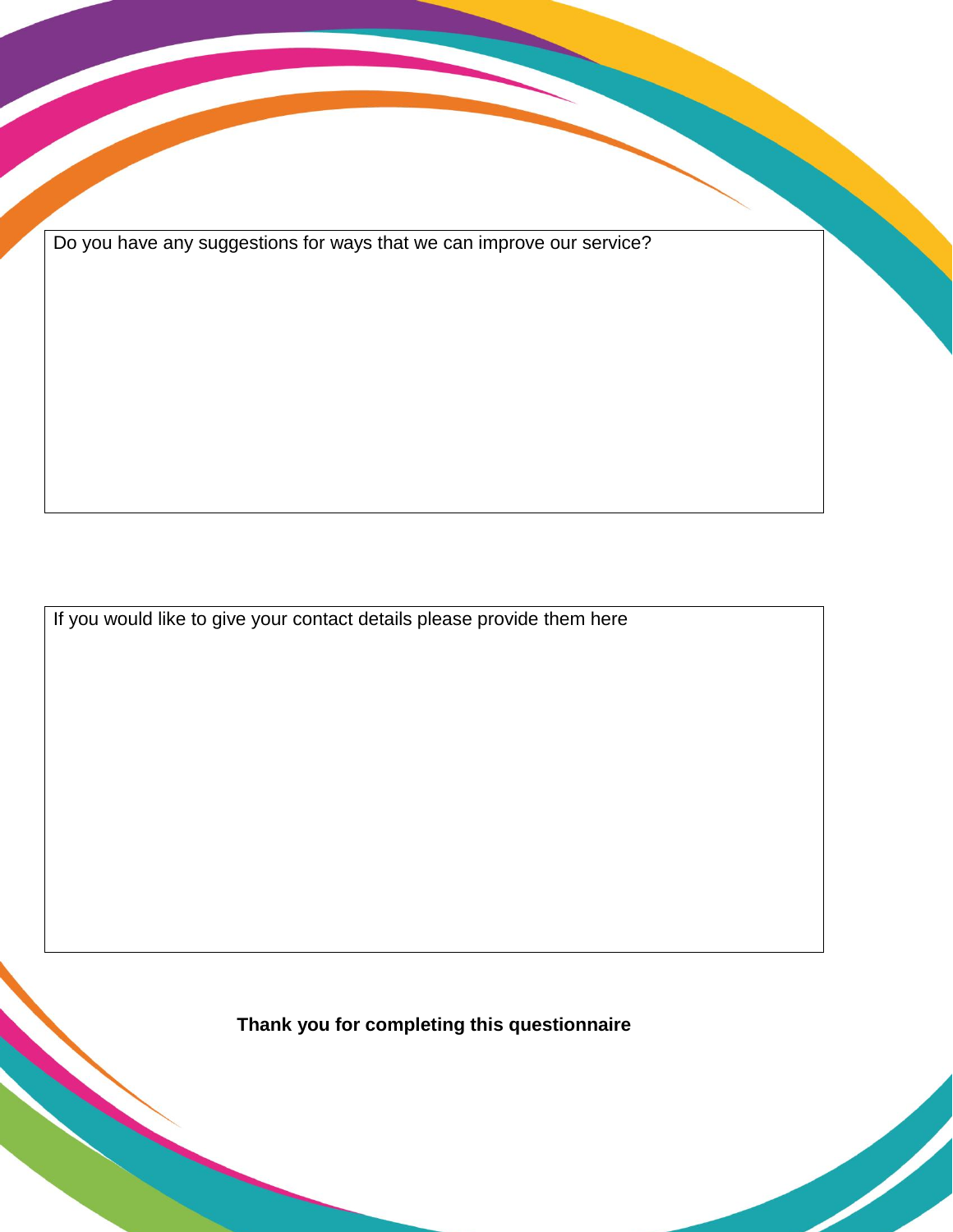Do you have any suggestions for ways that we can improve our service?

If you would like to give your contact details please provide them here

**Thank you for completing this questionnaire**